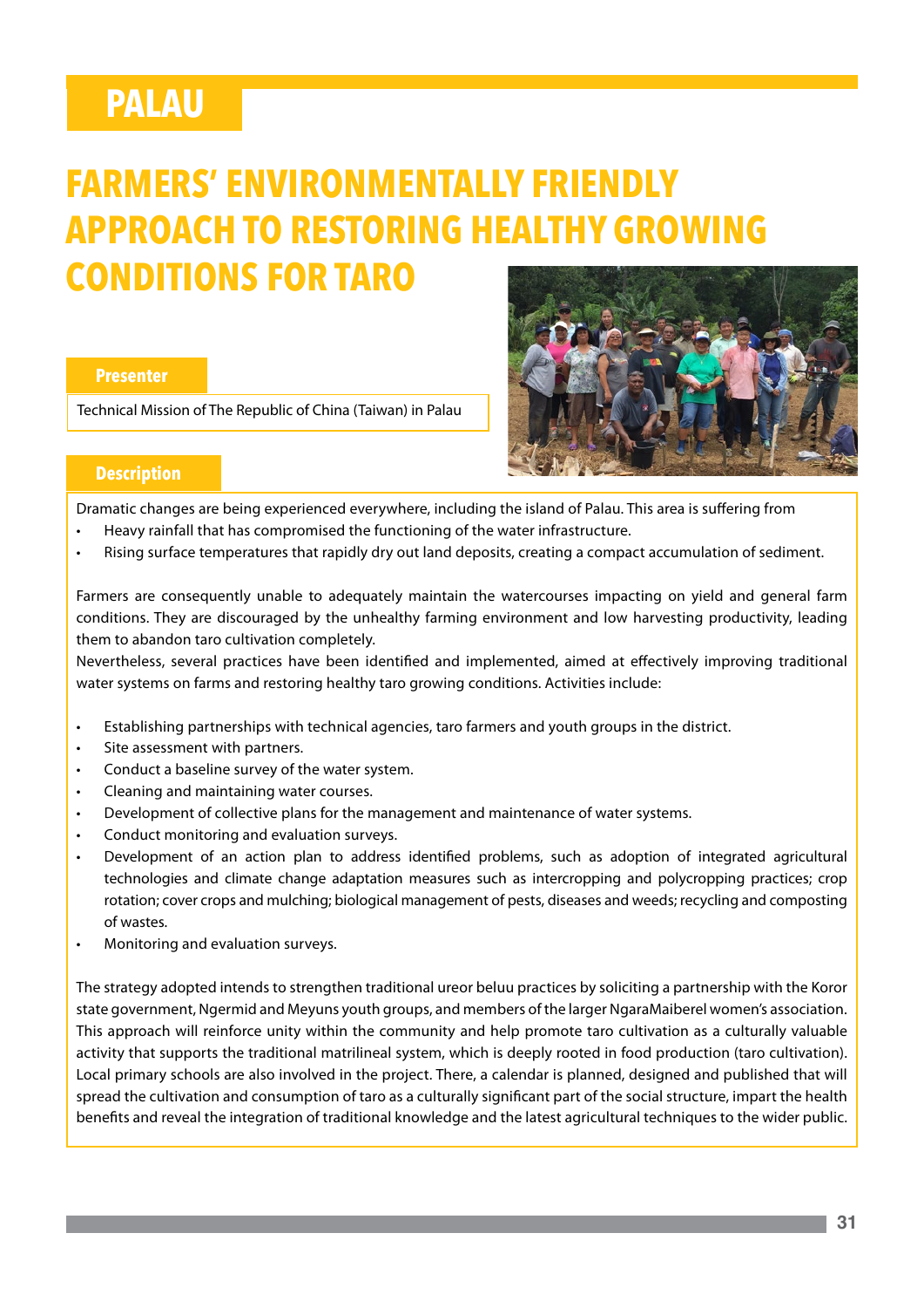# PALAU

## FARMERS' ENVIRONMENTALLY FRIENDLY APPROACH TO RESTORING HEALTHY GROWING CONDITIONS FOR TARO

### Presenter

Technical Mission of The Republic of China (Taiwan) in Palau

### Description

Dramatic changes are being experienced everywhere, including the island of Palau. This area is suffering from

- Heavy rainfall that has compromised the functioning of the water infrastructure.
- Rising surface temperatures that rapidly dry out land deposits, creating a compact accumulation of sediment.

Farmers are consequently unable to adequately maintain the watercourses impacting on yield and general farm conditions. They are discouraged by the unhealthy farming environment and low harvesting productivity, leading them to abandon taro cultivation completely.

Nevertheless, several practices have been identified and implemented, aimed at effectively improving traditional water systems on farms and restoring healthy taro growing conditions. Activities include:

- Establishing partnerships with technical agencies, taro farmers and youth groups in the district.
- Site assessment with partners.
- Conduct a baseline survey of the water system.
- Cleaning and maintaining water courses.
- Development of collective plans for the management and maintenance of water systems.
- Conduct monitoring and evaluation surveys.
- Development of an action plan to address identified problems, such as adoption of integrated agricultural technologies and climate change adaptation measures such as intercropping and polycropping practices; crop rotation; cover crops and mulching; biological management of pests, diseases and weeds; recycling and composting of wastes.
- Monitoring and evaluation surveys.

The strategy adopted intends to strengthen traditional ureor beluu practices by soliciting a partnership with the Koror state government, Ngermid and Meyuns youth groups, and members of the larger NgaraMaiberel women's association. This approach will reinforce unity within the community and help promote taro cultivation as a culturally valuable activity that supports the traditional matrilineal system, which is deeply rooted in food production (taro cultivation). Local primary schools are also involved in the project. There, a calendar is planned, designed and published that will spread the cultivation and consumption of taro as a culturally significant part of the social structure, impart the health benefits and reveal the integration of traditional knowledge and the latest agricultural techniques to the wider public.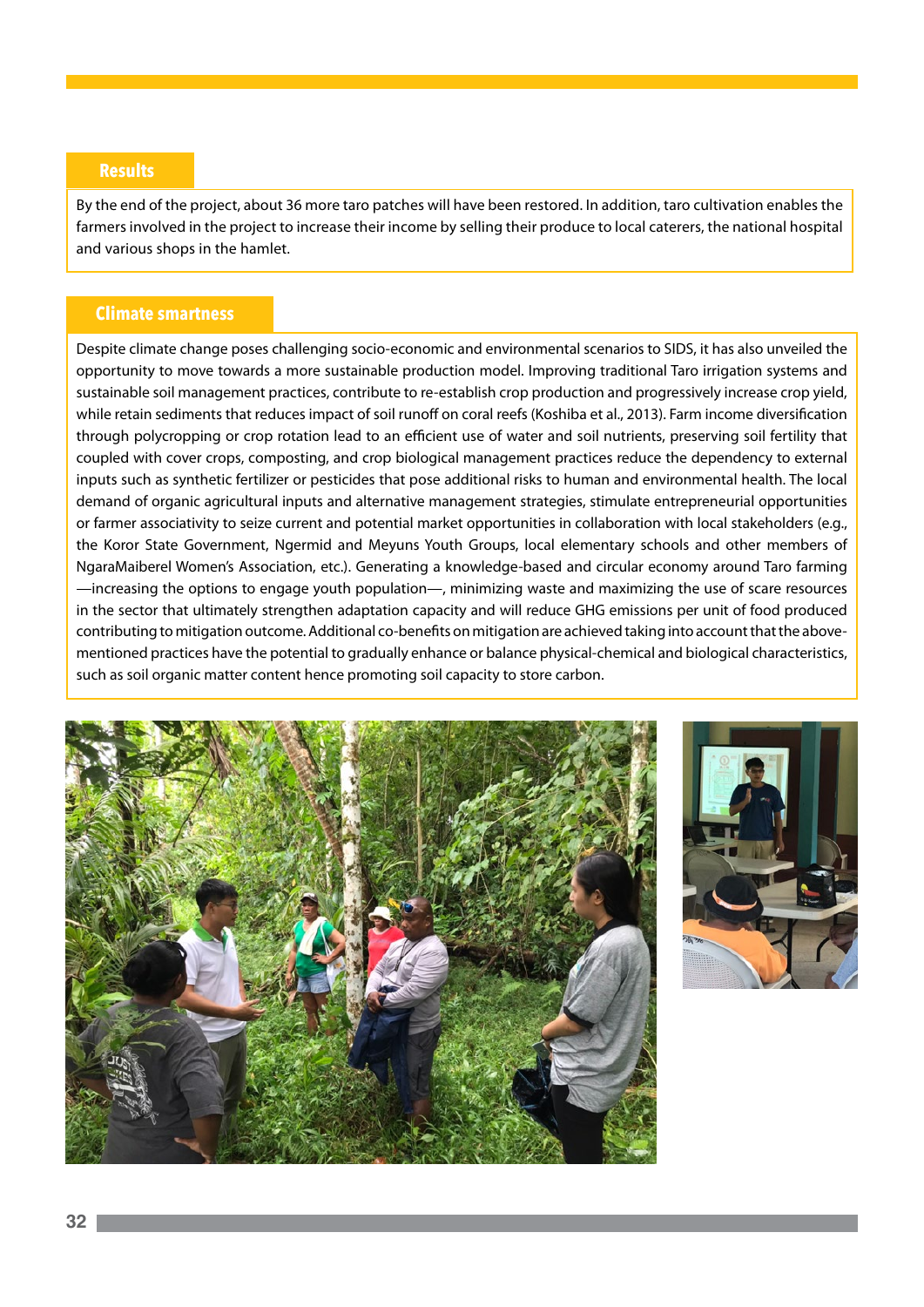## Results

By the end of the project, about 36 more taro patches will have been restored. In addition, taro cultivation enables the farmers involved in the project to increase their income by selling their produce to local caterers, the national hospital and various shops in the hamlet.

## Climate smartness

Despite climate change poses challenging socio-economic and environmental scenarios to SIDS, it has also unveiled the opportunity to move towards a more sustainable production model. Improving traditional Taro irrigation systems and sustainable soil management practices, contribute to re-establish crop production and progressively increase crop yield, while retain sediments that reduces impact of soil runoff on coral reefs (Koshiba et al., 2013). Farm income diversification through polycropping or crop rotation lead to an efficient use of water and soil nutrients, preserving soil fertility that coupled with cover crops, composting, and crop biological management practices reduce the dependency to external inputs such as synthetic fertilizer or pesticides that pose additional risks to human and environmental health. The local demand of organic agricultural inputs and alternative management strategies, stimulate entrepreneurial opportunities or farmer associativity to seize current and potential market opportunities in collaboration with local stakeholders (e.g., the Koror State Government, Ngermid and Meyuns Youth Groups, local elementary schools and other members of NgaraMaiberel Women's Association, etc.). Generating a knowledge-based and circular economy around Taro farming —increasing the options to engage youth population—, minimizing waste and maximizing the use of scare resources in the sector that ultimately strengthen adaptation capacity and will reduce GHG emissions per unit of food produced contributing to mitigation outcome. Additional co-benefits on mitigation are achieved taking into account that the above-mentioned practices have the potential to gradually enhance or balance physical-chemical and biological characteristics, such as soil organic matter content hence promoting soil capacity to store carbon.